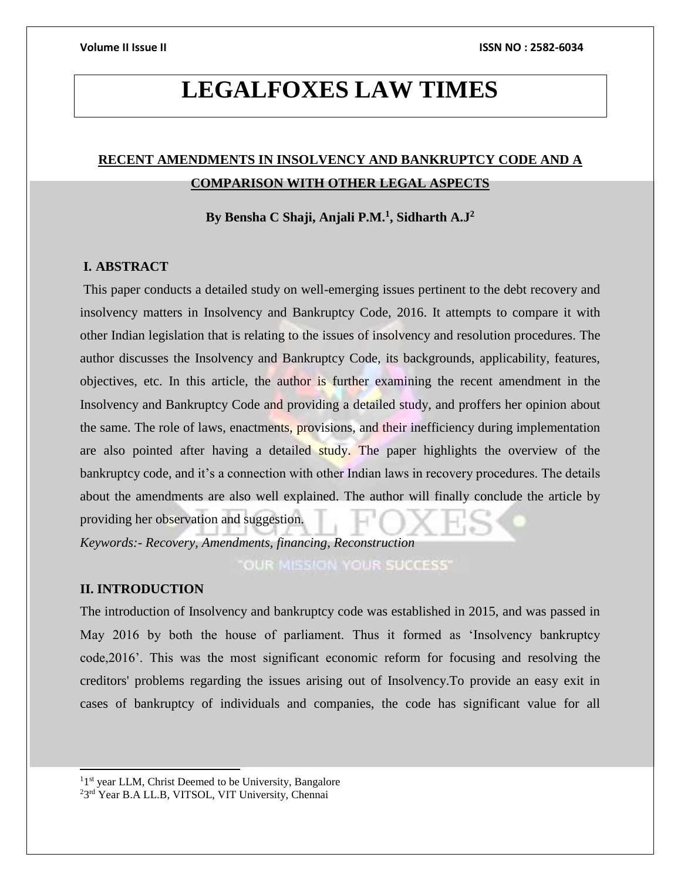# LEGALFOXES LAW TIMES

## RECENT AMENDMENTS IN INSOLVENCY AND BANKRUPTCY CODE AND A COMPARISON WITH OTHER LEGAL ASPECTS

**By Bensha C Shaji, Anjali P.M.[1], Sidharth A.J[2]**

### I. ABSTRACT

This paper conducts a detailed study on well-emerging issues pertinent to the debt recovery and insolvency matters in Insolvency and Bankruptcy Code, 2016. It attempts to compare it with other Indian legislation that is relating to the issues of insolvency and resolution procedures. The author discusses the Insolvency and Bankruptcy Code, its backgrounds, applicability, features, objectives, etc. In this article, the author is further examining the recent amendment in the Insolvency and Bankruptcy Code and providing a detailed study, and proffers her opinion about the same. The role of laws, enactments, provisions, and their inefficiency during implementation are also pointed after having a detailed study. The paper highlights the overview of the bankruptcy code, and it's a connection with other Indian laws in recovery procedures. The details about the amendments are also well explained. The author will finally conclude the article by providing her observation and suggestion.

*Keywords:- Recovery, Amendments, financing, Reconstruction*

### II. INTRODUCTION

The introduction of Insolvency and bankruptcy code was established in 2015, and was passed in May 2016 by both the house of parliament. Thus it formed as 'Insolvency bankruptcy code,2016'. This was the most significant economic reform for focusing and resolving the creditors' problems regarding the issues arising out of Insolvency.To provide an easy exit in cases of bankruptcy of individuals and companies, the code has significant value for all

---

[1] 1st year LLM, Christ Deemed to be University, Bangalore

[2] 3rd Year B.A LL.B, VITSOL, VIT University, Chennai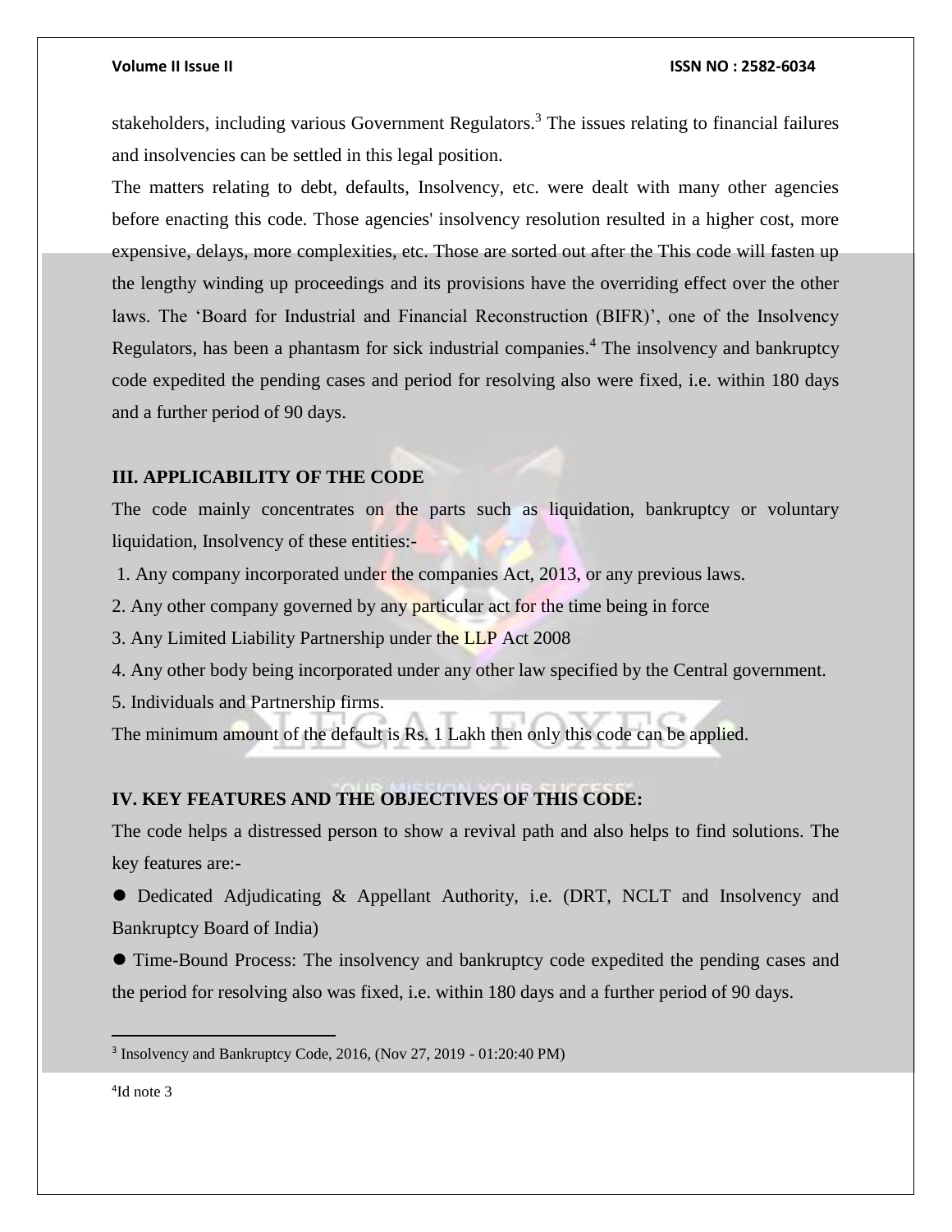stakeholders, including various Government Regulators.[3] The issues relating to financial failures and insolvencies can be settled in this legal position.

The matters relating to debt, defaults, Insolvency, etc. were dealt with many other agencies before enacting this code. Those agencies' insolvency resolution resulted in a higher cost, more expensive, delays, more complexities, etc. Those are sorted out after the This code will fasten up the lengthy winding up proceedings and its provisions have the overriding effect over the other laws. The 'Board for Industrial and Financial Reconstruction (BIFR)', one of the Insolvency Regulators, has been a phantasm for sick industrial companies.[4] The insolvency and bankruptcy code expedited the pending cases and period for resolving also were fixed, i.e. within 180 days and a further period of 90 days.

## III. APPLICABILITY OF THE CODE

The code mainly concentrates on the parts such as liquidation, bankruptcy or voluntary liquidation, Insolvency of these entities:-

1. Any company incorporated under the companies Act, 2013, or any previous laws.
2. Any other company governed by any particular act for the time being in force
3. Any Limited Liability Partnership under the LLP Act 2008
4. Any other body being incorporated under any other law specified by the Central government.
5. Individuals and Partnership firms.

The minimum amount of the default is Rs. 1 Lakh then only this code can be applied.

## IV. KEY FEATURES AND THE OBJECTIVES OF THIS CODE:

The code helps a distressed person to show a revival path and also helps to find solutions. The key features are:-

- Dedicated Adjudicating & Appellant Authority, i.e. (DRT, NCLT and Insolvency and Bankruptcy Board of India)
- Time-Bound Process: The insolvency and bankruptcy code expedited the pending cases and the period for resolving also was fixed, i.e. within 180 days and a further period of 90 days.

---

[3] Insolvency and Bankruptcy Code, 2016, (Nov 27, 2019 - 01:20:40 PM)

[4] Id note 3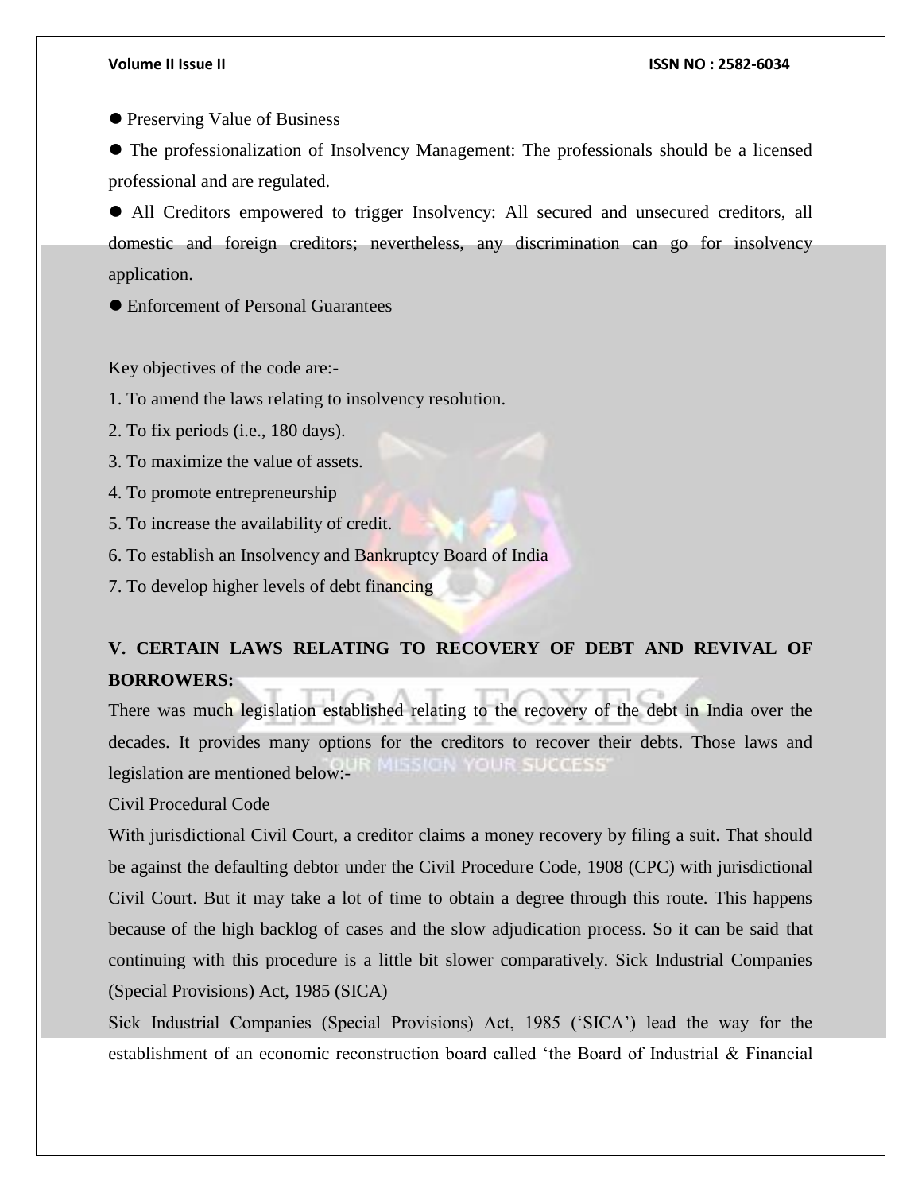- Preserving Value of Business
- The professionalization of Insolvency Management: The professionals should be a licensed professional and are regulated.
- All Creditors empowered to trigger Insolvency: All secured and unsecured creditors, all domestic and foreign creditors; nevertheless, any discrimination can go for insolvency application.
- Enforcement of Personal Guarantees

Key objectives of the code are:-

1. To amend the laws relating to insolvency resolution.
2. To fix periods (i.e., 180 days).
3. To maximize the value of assets.
4. To promote entrepreneurship
5. To increase the availability of credit.
6. To establish an Insolvency and Bankruptcy Board of India
7. To develop higher levels of debt financing

## V. CERTAIN LAWS RELATING TO RECOVERY OF DEBT AND REVIVAL OF BORROWERS:

There was much legislation established relating to the recovery of the debt in India over the decades. It provides many options for the creditors to recover their debts. Those laws and legislation are mentioned below:-

Civil Procedural Code

With jurisdictional Civil Court, a creditor claims a money recovery by filing a suit. That should be against the defaulting debtor under the Civil Procedure Code, 1908 (CPC) with jurisdictional Civil Court. But it may take a lot of time to obtain a degree through this route. This happens because of the high backlog of cases and the slow adjudication process. So it can be said that continuing with this procedure is a little bit slower comparatively. Sick Industrial Companies (Special Provisions) Act, 1985 (SICA)

Sick Industrial Companies (Special Provisions) Act, 1985 ('SICA') lead the way for the establishment of an economic reconstruction board called 'the Board of Industrial & Financial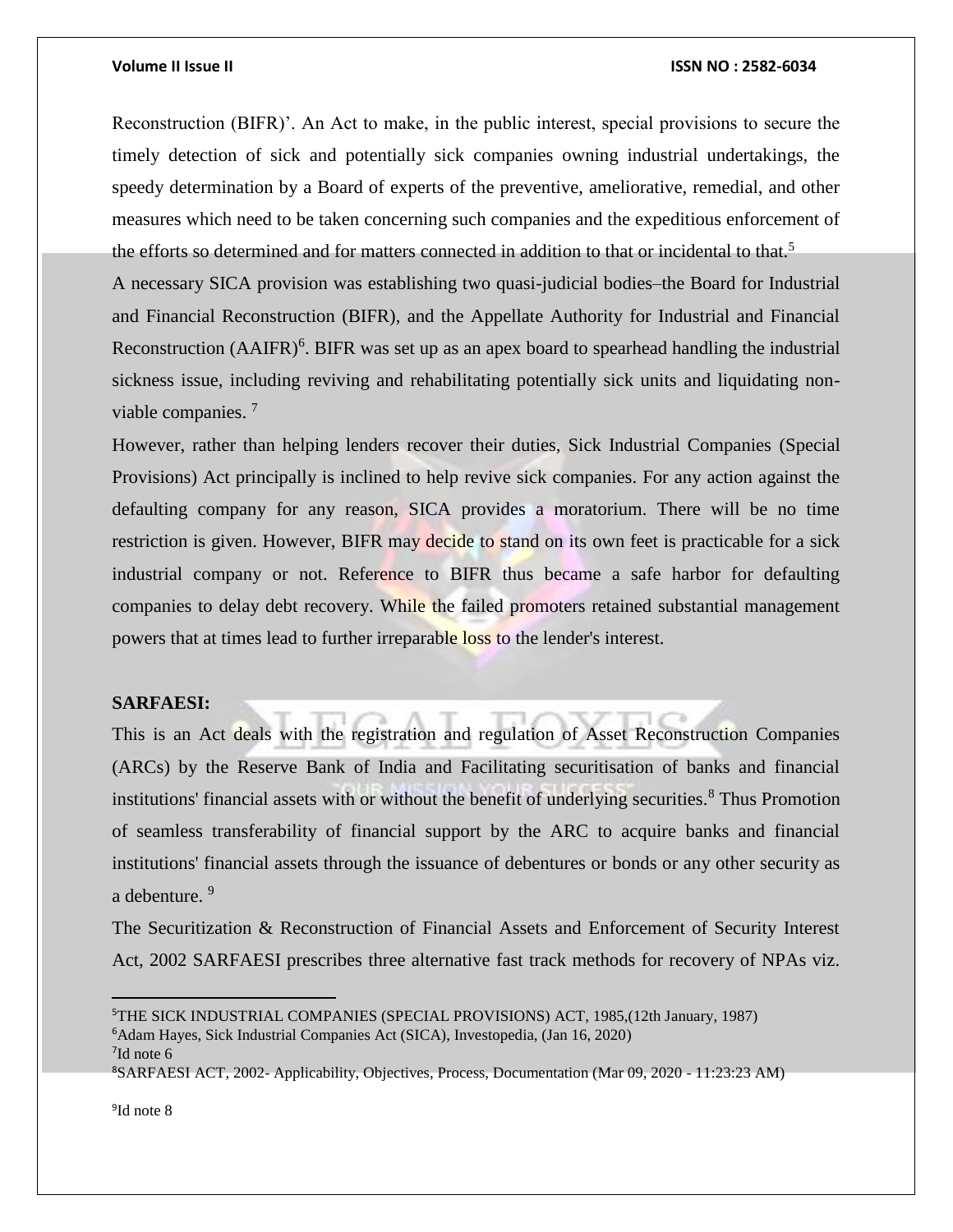Reconstruction (BIFR)'. An Act to make, in the public interest, special provisions to secure the timely detection of sick and potentially sick companies owning industrial undertakings, the speedy determination by a Board of experts of the preventive, ameliorative, remedial, and other measures which need to be taken concerning such companies and the expeditious enforcement of the efforts so determined and for matters connected in addition to that or incidental to that.[5]

A necessary SICA provision was establishing two quasi-judicial bodies–the Board for Industrial and Financial Reconstruction (BIFR), and the Appellate Authority for Industrial and Financial Reconstruction (AAIFR)[6]. BIFR was set up as an apex board to spearhead handling the industrial sickness issue, including reviving and rehabilitating potentially sick units and liquidating non-viable companies. [7]

However, rather than helping lenders recover their duties, Sick Industrial Companies (Special Provisions) Act principally is inclined to help revive sick companies. For any action against the defaulting company for any reason, SICA provides a moratorium. There will be no time restriction is given. However, BIFR may decide to stand on its own feet is practicable for a sick industrial company or not. Reference to BIFR thus became a safe harbor for defaulting companies to delay debt recovery. While the failed promoters retained substantial management powers that at times lead to further irreparable loss to the lender's interest.

**SARFAESI:**

This is an Act deals with the registration and regulation of Asset Reconstruction Companies (ARCs) by the Reserve Bank of India and Facilitating securitisation of banks and financial institutions' financial assets with or without the benefit of underlying securities.[8] Thus Promotion of seamless transferability of financial support by the ARC to acquire banks and financial institutions' financial assets through the issuance of debentures or bonds or any other security as a debenture. [9]

The Securitization & Reconstruction of Financial Assets and Enforcement of Security Interest Act, 2002 SARFAESI prescribes three alternative fast track methods for recovery of NPAs viz.

---

[5]THE SICK INDUSTRIAL COMPANIES (SPECIAL PROVISIONS) ACT, 1985,(12th January, 1987)

[6]Adam Hayes, Sick Industrial Companies Act (SICA), Investopedia, (Jan 16, 2020)

[7]Id note 6

[8]SARFAESI ACT, 2002- Applicability, Objectives, Process, Documentation (Mar 09, 2020 - 11:23:23 AM)

[9]Id note 8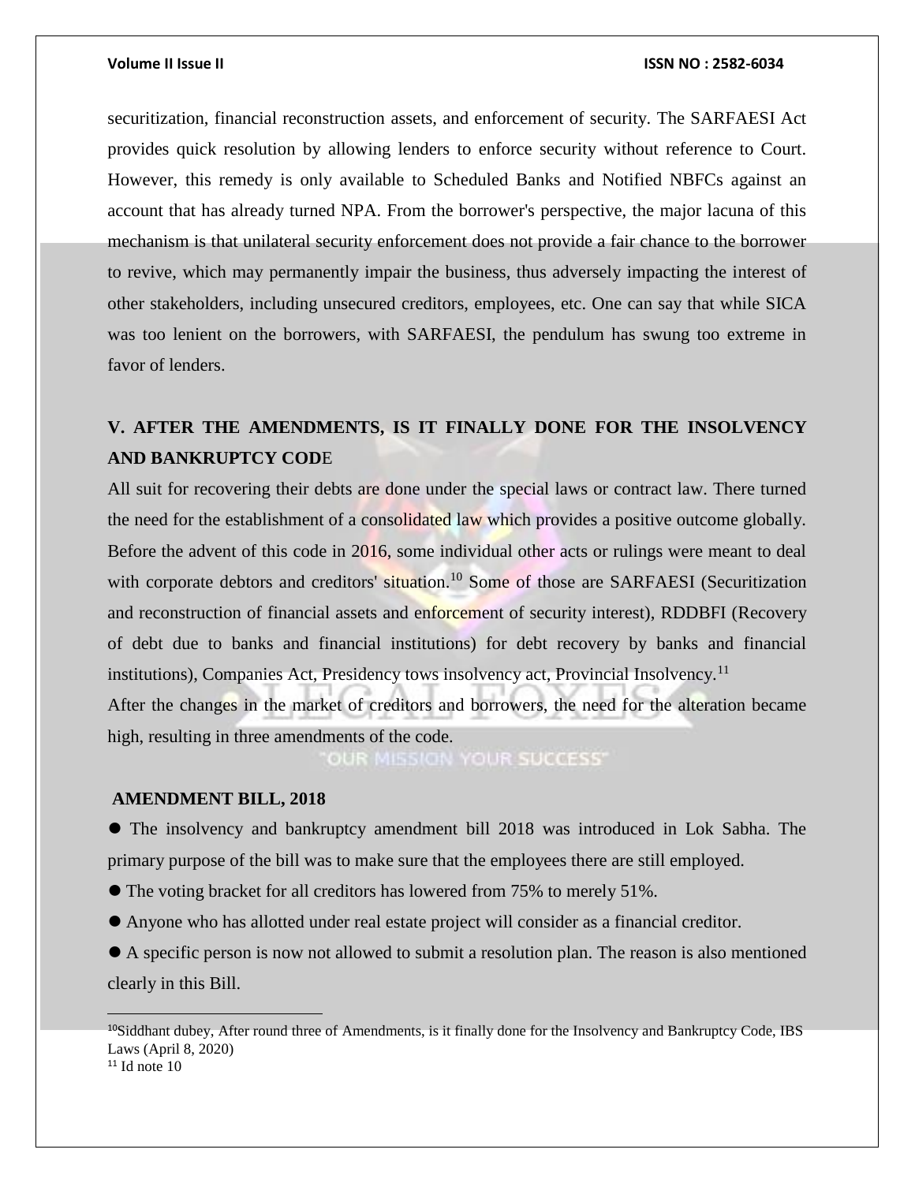securitization, financial reconstruction assets, and enforcement of security. The SARFAESI Act provides quick resolution by allowing lenders to enforce security without reference to Court. However, this remedy is only available to Scheduled Banks and Notified NBFCs against an account that has already turned NPA. From the borrower's perspective, the major lacuna of this mechanism is that unilateral security enforcement does not provide a fair chance to the borrower to revive, which may permanently impair the business, thus adversely impacting the interest of other stakeholders, including unsecured creditors, employees, etc. One can say that while SICA was too lenient on the borrowers, with SARFAESI, the pendulum has swung too extreme in favor of lenders.

## V. AFTER THE AMENDMENTS, IS IT FINALLY DONE FOR THE INSOLVENCY AND BANKRUPTCY CODE

All suit for recovering their debts are done under the special laws or contract law. There turned the need for the establishment of a consolidated law which provides a positive outcome globally. Before the advent of this code in 2016, some individual other acts or rulings were meant to deal with corporate debtors and creditors' situation.[10] Some of those are SARFAESI (Securitization and reconstruction of financial assets and enforcement of security interest), RDDBFI (Recovery of debt due to banks and financial institutions) for debt recovery by banks and financial institutions), Companies Act, Presidency tows insolvency act, Provincial Insolvency.[11]

After the changes in the market of creditors and borrowers, the need for the alteration became high, resulting in three amendments of the code.

### AMENDMENT BILL, 2018

- The insolvency and bankruptcy amendment bill 2018 was introduced in Lok Sabha. The primary purpose of the bill was to make sure that the employees there are still employed.
- The voting bracket for all creditors has lowered from 75% to merely 51%.
- Anyone who has allotted under real estate project will consider as a financial creditor.
- A specific person is now not allowed to submit a resolution plan. The reason is also mentioned clearly in this Bill.

---

[10] Siddhant dubey, After round three of Amendments, is it finally done for the Insolvency and Bankruptcy Code, IBS Laws (April 8, 2020)

[11] Id note 10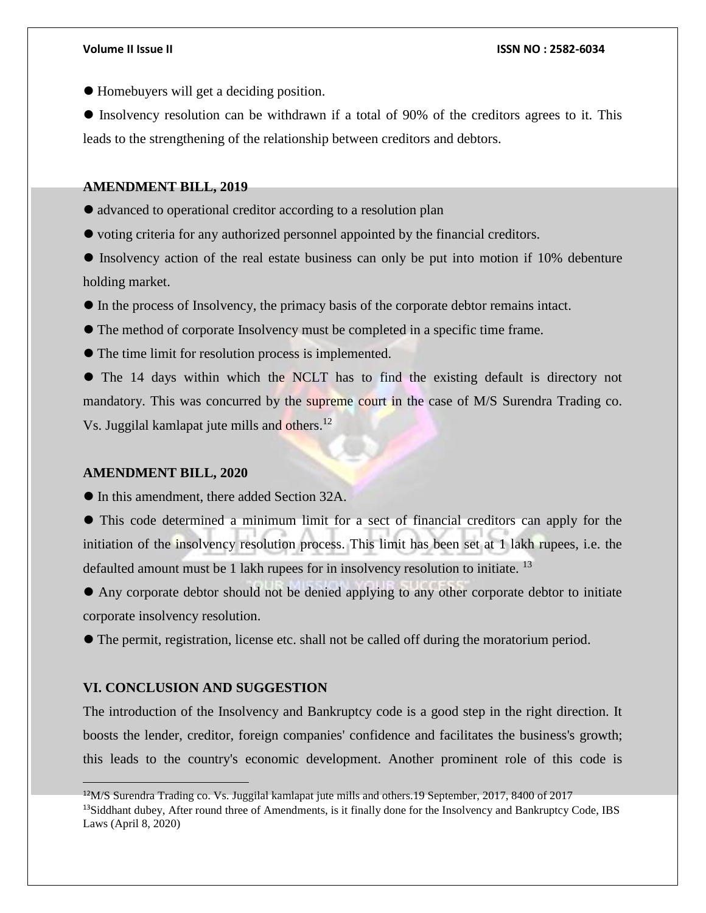- Homebuyers will get a deciding position.
- Insolvency resolution can be withdrawn if a total of 90% of the creditors agrees to it. This leads to the strengthening of the relationship between creditors and debtors.

**AMENDMENT BILL, 2019**

- advanced to operational creditor according to a resolution plan
- voting criteria for any authorized personnel appointed by the financial creditors.
- Insolvency action of the real estate business can only be put into motion if 10% debenture holding market.
- In the process of Insolvency, the primacy basis of the corporate debtor remains intact.
- The method of corporate Insolvency must be completed in a specific time frame.
- The time limit for resolution process is implemented.
- The 14 days within which the NCLT has to find the existing default is directory not mandatory. This was concurred by the supreme court in the case of M/S Surendra Trading co. Vs. Juggilal kamlapat jute mills and others.[12]

**AMENDMENT BILL, 2020**

- In this amendment, there added Section 32A.
- This code determined a minimum limit for a sect of financial creditors can apply for the initiation of the insolvency resolution process. This limit has been set at 1 lakh rupees, i.e. the defaulted amount must be 1 lakh rupees for in insolvency resolution to initiate. [13]
- Any corporate debtor should not be denied applying to any other corporate debtor to initiate corporate insolvency resolution.
- The permit, registration, license etc. shall not be called off during the moratorium period.

**VI. CONCLUSION AND SUGGESTION**

The introduction of the Insolvency and Bankruptcy code is a good step in the right direction. It boosts the lender, creditor, foreign companies' confidence and facilitates the business's growth; this leads to the country's economic development. Another prominent role of this code is

---

[12] M/S Surendra Trading co. Vs. Juggilal kamlapat jute mills and others.19 September, 2017, 8400 of 2017

[13] Siddhant dubey, After round three of Amendments, is it finally done for the Insolvency and Bankruptcy Code, IBS Laws (April 8, 2020)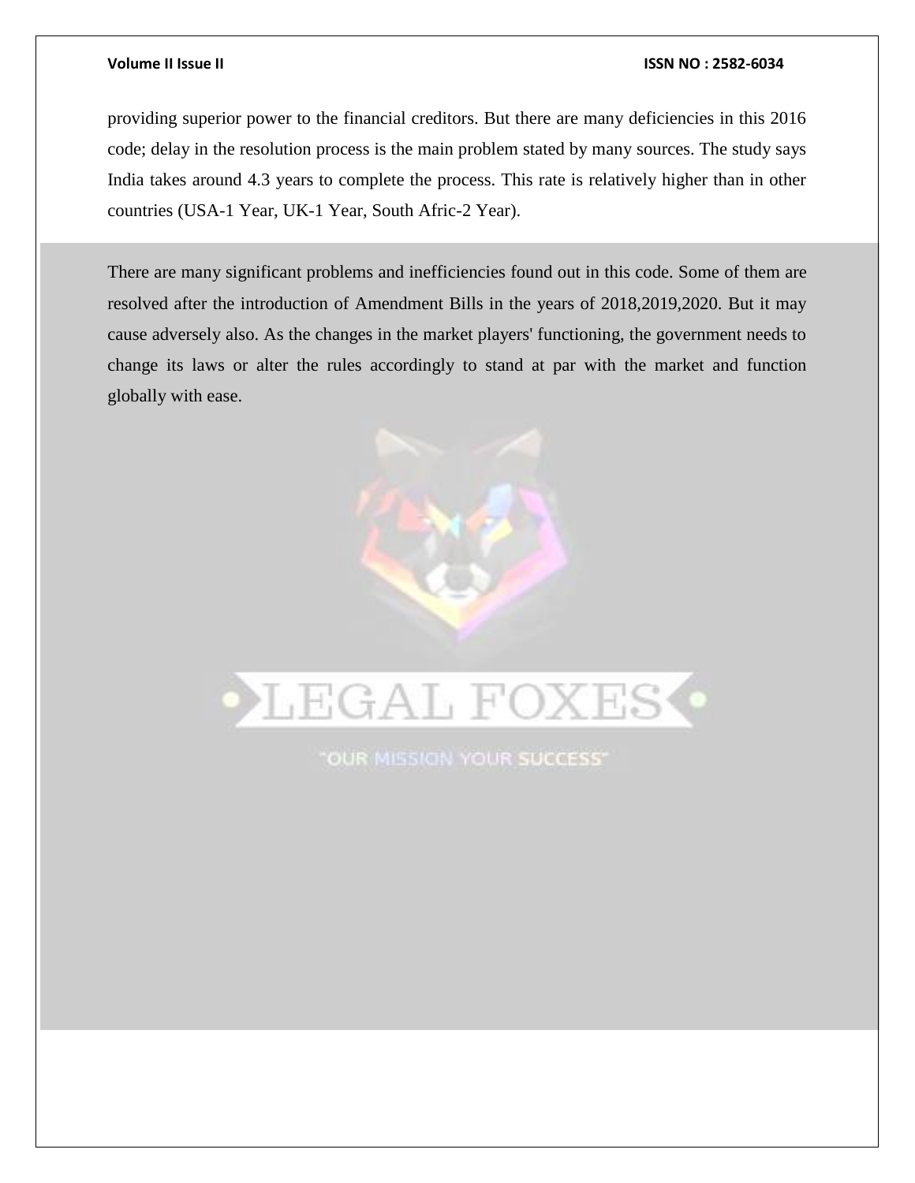providing superior power to the financial creditors. But there are many deficiencies in this 2016 code; delay in the resolution process is the main problem stated by many sources. The study says India takes around 4.3 years to complete the process. This rate is relatively higher than in other countries (USA-1 Year, UK-1 Year, South Afric-2 Year).

There are many significant problems and inefficiencies found out in this code. Some of them are resolved after the introduction of Amendment Bills in the years of 2018,2019,2020. But it may cause adversely also. As the changes in the market players' functioning, the government needs to change its laws or alter the rules accordingly to stand at par with the market and function globally with ease.